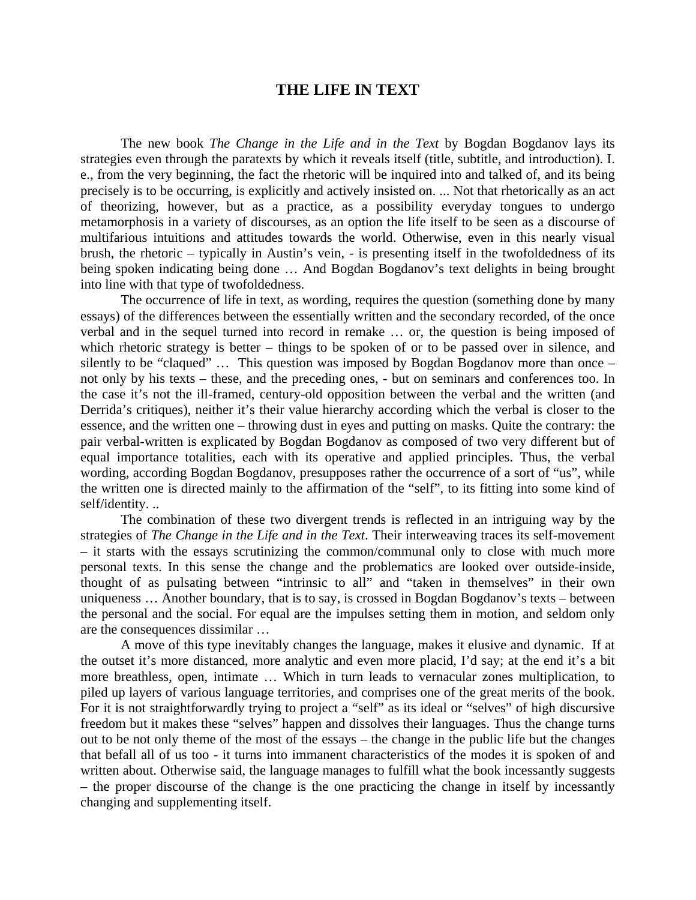# THE LIFE IN TEXT

The new book *The Change in the Life and in the Text* by Bogdan Bogdanov lays its strategies even through the paratexts by which it reveals itself (title, subtitle, and introduction). I. e., from the very beginning, the fact the rhetoric will be inquired into and talked of, and its being precisely is to be occurring, is explicitly and actively insisted on. ... Not that rhetorically as an act of theorizing, however, but as a practice, as a possibility everyday tongues to undergo metamorphosis in a variety of discourses, as an option the life itself to be seen as a discourse of multifarious intuitions and attitudes towards the world. Otherwise, even in this nearly visual brush, the rhetoric – typically in Austin's vein, - is presenting itself in the twofoldedness of its being spoken indicating being done … And Bogdan Bogdanov's text delights in being brought into line with that type of twofoldedness.

The occurrence of life in text, as wording, requires the question (something done by many essays) of the differences between the essentially written and the secondary recorded, of the once verbal and in the sequel turned into record in remake … or, the question is being imposed of which rhetoric strategy is better – things to be spoken of or to be passed over in silence, and silently to be "claqued" … This question was imposed by Bogdan Bogdanov more than once – not only by his texts – these, and the preceding ones, - but on seminars and conferences too. In the case it's not the ill-framed, century-old opposition between the verbal and the written (and Derrida's critiques), neither it's their value hierarchy according which the verbal is closer to the essence, and the written one – throwing dust in eyes and putting on masks. Quite the contrary: the pair verbal-written is explicated by Bogdan Bogdanov as composed of two very different but of equal importance totalities, each with its operative and applied principles. Thus, the verbal wording, according Bogdan Bogdanov, presupposes rather the occurrence of a sort of "us", while the written one is directed mainly to the affirmation of the "self", to its fitting into some kind of self/identity. ..

The combination of these two divergent trends is reflected in an intriguing way by the strategies of *The Change in the Life and in the Text*. Their interweaving traces its self-movement – it starts with the essays scrutinizing the common/communal only to close with much more personal texts. In this sense the change and the problematics are looked over outside-inside, thought of as pulsating between "intrinsic to all" and "taken in themselves" in their own uniqueness … Another boundary, that is to say, is crossed in Bogdan Bogdanov's texts – between the personal and the social. For equal are the impulses setting them in motion, and seldom only are the consequences dissimilar …

A move of this type inevitably changes the language, makes it elusive and dynamic. If at the outset it's more distanced, more analytic and even more placid, I'd say; at the end it's a bit more breathless, open, intimate … Which in turn leads to vernacular zones multiplication, to piled up layers of various language territories, and comprises one of the great merits of the book. For it is not straightforwardly trying to project a "self" as its ideal or "selves" of high discursive freedom but it makes these "selves" happen and dissolves their languages. Thus the change turns out to be not only theme of the most of the essays – the change in the public life but the changes that befall all of us too - it turns into immanent characteristics of the modes it is spoken of and written about. Otherwise said, the language manages to fulfill what the book incessantly suggests – the proper discourse of the change is the one practicing the change in itself by incessantly changing and supplementing itself.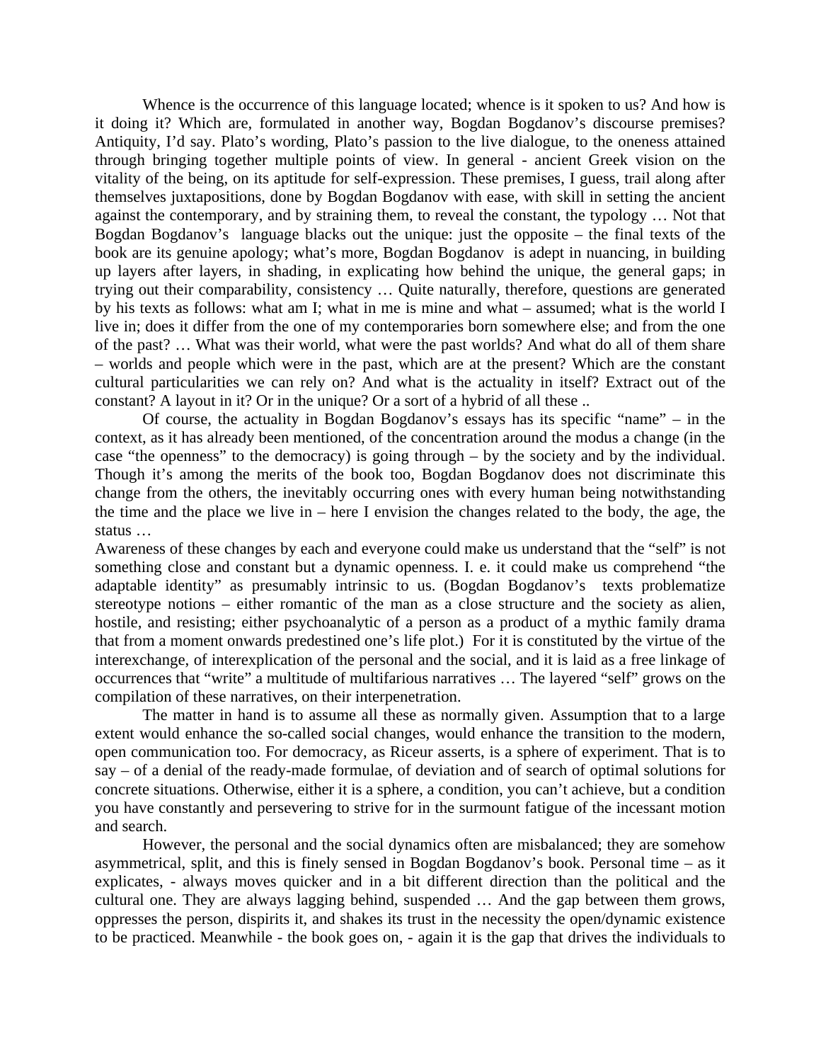Whence is the occurrence of this language located; whence is it spoken to us? And how is it doing it? Which are, formulated in another way, Bogdan Bogdanov's discourse premises? Antiquity, I'd say. Plato's wording, Plato's passion to the live dialogue, to the oneness attained through bringing together multiple points of view. In general - ancient Greek vision on the vitality of the being, on its aptitude for self-expression. These premises, I guess, trail along after themselves juxtapositions, done by Bogdan Bogdanov with ease, with skill in setting the ancient against the contemporary, and by straining them, to reveal the constant, the typology … Not that Bogdan Bogdanov's language blacks out the unique: just the opposite – the final texts of the book are its genuine apology; what's more, Bogdan Bogdanov is adept in nuancing, in building up layers after layers, in shading, in explicating how behind the unique, the general gaps; in trying out their comparability, consistency … Quite naturally, therefore, questions are generated by his texts as follows: what am I; what in me is mine and what – assumed; what is the world I live in; does it differ from the one of my contemporaries born somewhere else; and from the one of the past? … What was their world, what were the past worlds? And what do all of them share – worlds and people which were in the past, which are at the present? Which are the constant cultural particularities we can rely on? And what is the actuality in itself? Extract out of the constant? A layout in it? Or in the unique? Or a sort of a hybrid of all these ..

Of course, the actuality in Bogdan Bogdanov's essays has its specific "name" – in the context, as it has already been mentioned, of the concentration around the modus a change (in the case "the openness" to the democracy) is going through – by the society and by the individual. Though it's among the merits of the book too, Bogdan Bogdanov does not discriminate this change from the others, the inevitably occurring ones with every human being notwithstanding the time and the place we live in – here I envision the changes related to the body, the age, the status …

Awareness of these changes by each and everyone could make us understand that the "self" is not something close and constant but a dynamic openness. I. e. it could make us comprehend "the adaptable identity" as presumably intrinsic to us. (Bogdan Bogdanov's texts problematize stereotype notions – either romantic of the man as a close structure and the society as alien, hostile, and resisting; either psychoanalytic of a person as a product of a mythic family drama that from a moment onwards predestined one's life plot.) For it is constituted by the virtue of the interexchange, of interexplication of the personal and the social, and it is laid as a free linkage of occurrences that "write" a multitude of multifarious narratives … The layered "self" grows on the compilation of these narratives, on their interpenetration.

The matter in hand is to assume all these as normally given. Assumption that to a large extent would enhance the so-called social changes, would enhance the transition to the modern, open communication too. For democracy, as Riceur asserts, is a sphere of experiment. That is to say – of a denial of the ready-made formulae, of deviation and of search of optimal solutions for concrete situations. Otherwise, either it is a sphere, a condition, you can't achieve, but a condition you have constantly and persevering to strive for in the surmount fatigue of the incessant motion and search.

However, the personal and the social dynamics often are misbalanced; they are somehow asymmetrical, split, and this is finely sensed in Bogdan Bogdanov's book. Personal time – as it explicates, - always moves quicker and in a bit different direction than the political and the cultural one. They are always lagging behind, suspended … And the gap between them grows, oppresses the person, dispirits it, and shakes its trust in the necessity the open/dynamic existence to be practiced. Meanwhile - the book goes on, - again it is the gap that drives the individuals to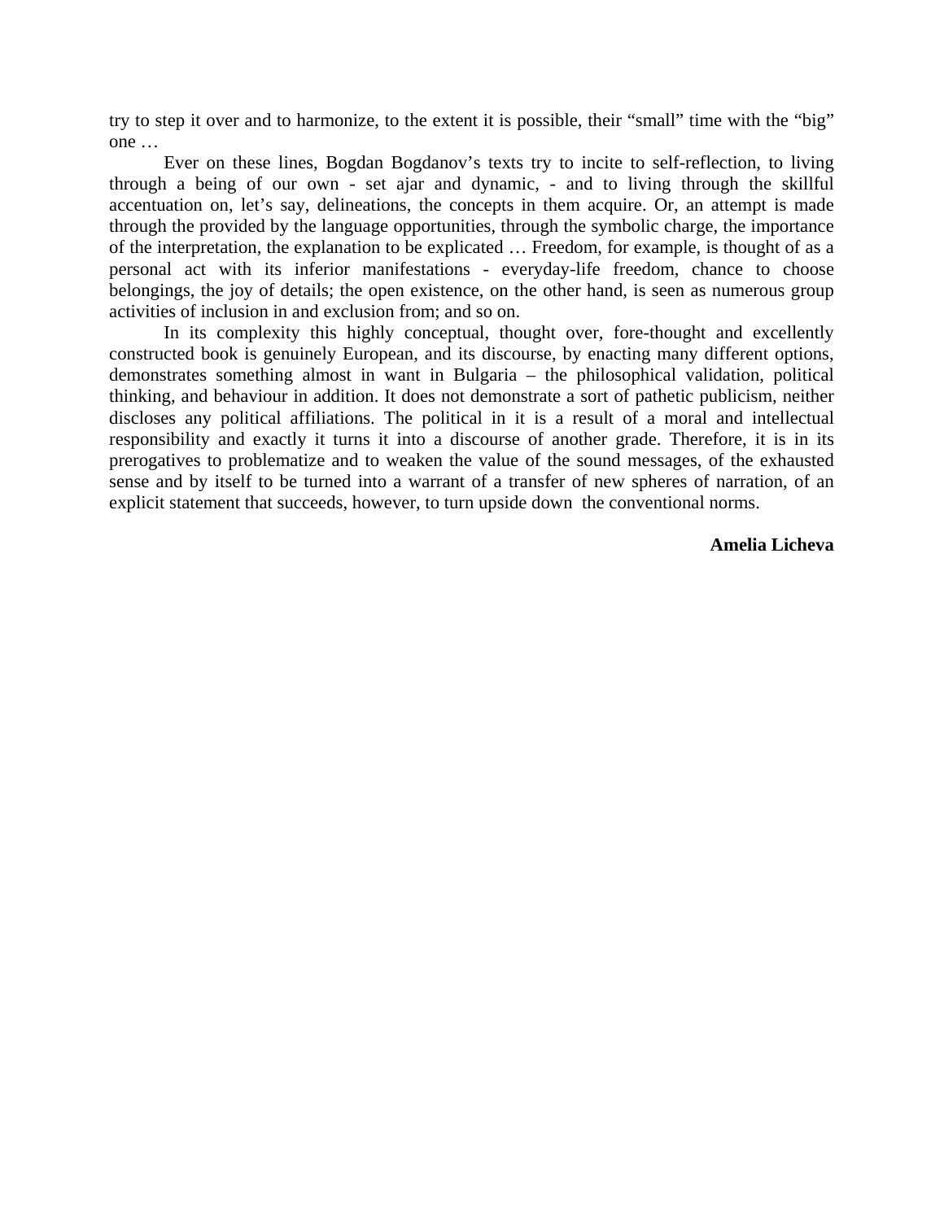try to step it over and to harmonize, to the extent it is possible, their “small” time with the “big” one …

Ever on these lines, Bogdan Bogdanov’s texts try to incite to self-reflection, to living through a being of our own - set ajar and dynamic, - and to living through the skillful accentuation on, let’s say, delineations, the concepts in them acquire. Or, an attempt is made through the provided by the language opportunities, through the symbolic charge, the importance of the interpretation, the explanation to be explicated … Freedom, for example, is thought of as a personal act with its inferior manifestations - everyday-life freedom, chance to choose belongings, the joy of details; the open existence, on the other hand, is seen as numerous group activities of inclusion in and exclusion from; and so on.

In its complexity this highly conceptual, thought over, fore-thought and excellently constructed book is genuinely European, and its discourse, by enacting many different options, demonstrates something almost in want in Bulgaria – the philosophical validation, political thinking, and behaviour in addition. It does not demonstrate a sort of pathetic publicism, neither discloses any political affiliations. The political in it is a result of a moral and intellectual responsibility and exactly it turns it into a discourse of another grade. Therefore, it is in its prerogatives to problematize and to weaken the value of the sound messages, of the exhausted sense and by itself to be turned into a warrant of a transfer of new spheres of narration, of an explicit statement that succeeds, however, to turn upside down the conventional norms.

**Amelia Licheva**